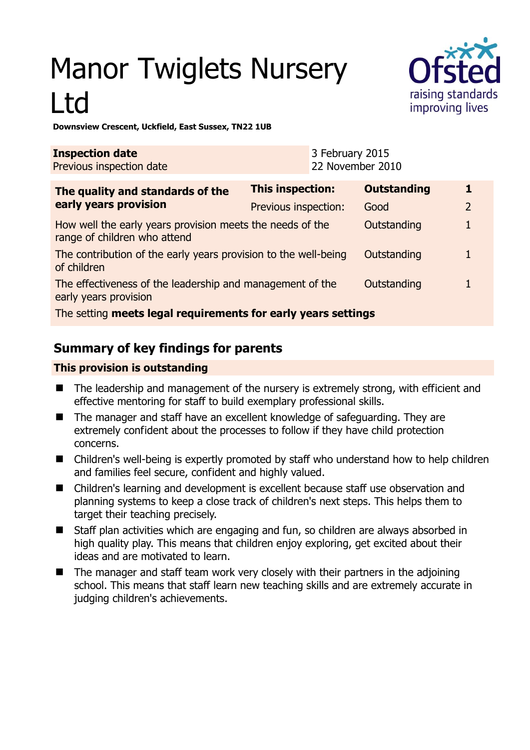# Manor Twiglets Nursery Ltd

**Downsview Crescent, Uckfield, East Sussex, TN22 1UB**

| **Inspection date** | 3 February 2015 |
| --- | --- |
| Previous inspection date | 22 November 2010 |

| **The quality and standards of the early years provision** | **This inspection:** | **Outstanding** | **1** |
| --- | --- | --- | --- |
| | Previous inspection: | Good | 2 |
| How well the early years provision meets the needs of the range of children who attend | | Outstanding | 1 |
| The contribution of the early years provision to the well-being of children | | Outstanding | 1 |
| The effectiveness of the leadership and management of the early years provision | | Outstanding | 1 |
| The setting **meets legal requirements for early years settings** | | | |

## Summary of key findings for parents

**This provision is outstanding**

- The leadership and management of the nursery is extremely strong, with efficient and effective mentoring for staff to build exemplary professional skills.
- The manager and staff have an excellent knowledge of safeguarding. They are extremely confident about the processes to follow if they have child protection concerns.
- Children's well-being is expertly promoted by staff who understand how to help children and families feel secure, confident and highly valued.
- Children's learning and development is excellent because staff use observation and planning systems to keep a close track of children's next steps. This helps them to target their teaching precisely.
- Staff plan activities which are engaging and fun, so children are always absorbed in high quality play. This means that children enjoy exploring, get excited about their ideas and are motivated to learn.
- The manager and staff team work very closely with their partners in the adjoining school. This means that staff learn new teaching skills and are extremely accurate in judging children's achievements.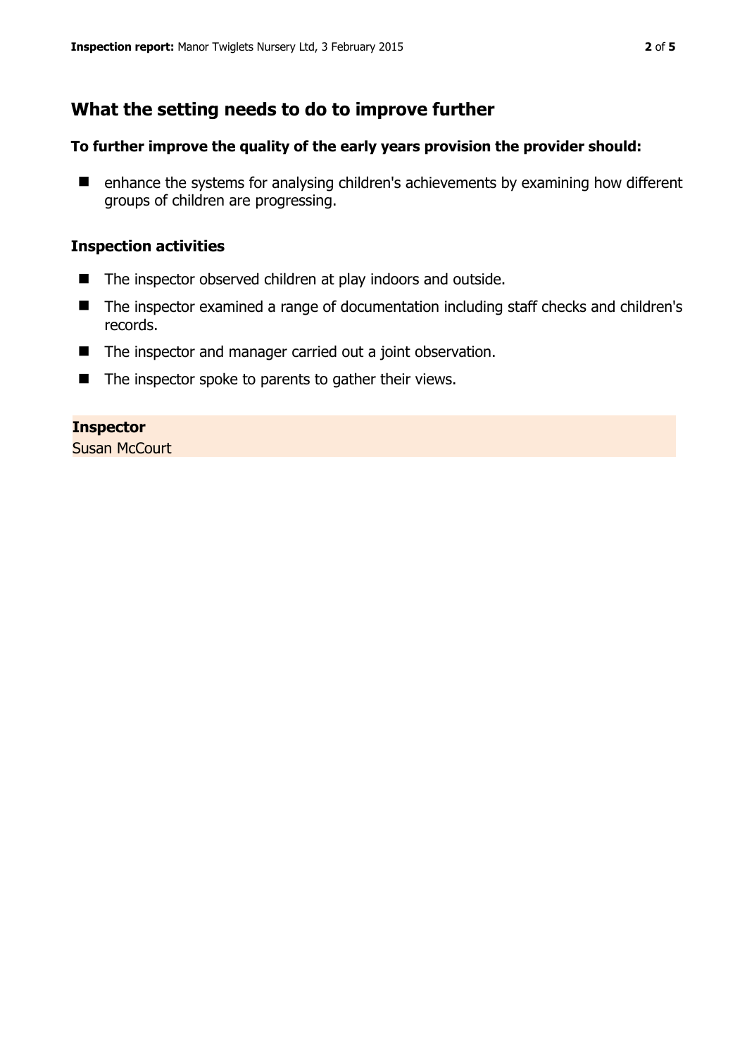## What the setting needs to do to improve further

### To further improve the quality of the early years provision the provider should:

- enhance the systems for analysing children's achievements by examining how different groups of children are progressing.

### Inspection activities

- The inspector observed children at play indoors and outside.
- The inspector examined a range of documentation including staff checks and children's records.
- The inspector and manager carried out a joint observation.
- The inspector spoke to parents to gather their views.

**Inspector**
Susan McCourt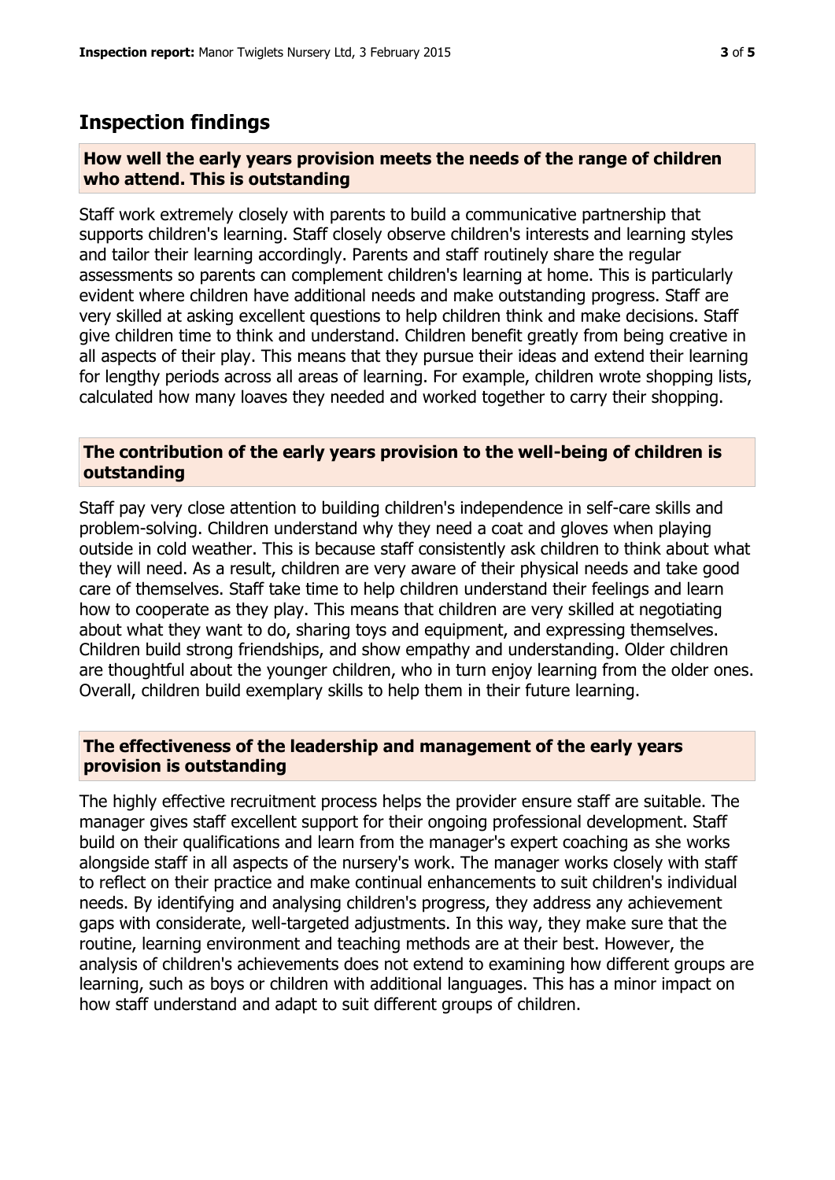## Inspection findings

### How well the early years provision meets the needs of the range of children who attend. This is outstanding

Staff work extremely closely with parents to build a communicative partnership that supports children's learning. Staff closely observe children's interests and learning styles and tailor their learning accordingly. Parents and staff routinely share the regular assessments so parents can complement children's learning at home. This is particularly evident where children have additional needs and make outstanding progress. Staff are very skilled at asking excellent questions to help children think and make decisions. Staff give children time to think and understand. Children benefit greatly from being creative in all aspects of their play. This means that they pursue their ideas and extend their learning for lengthy periods across all areas of learning. For example, children wrote shopping lists, calculated how many loaves they needed and worked together to carry their shopping.

### The contribution of the early years provision to the well-being of children is outstanding

Staff pay very close attention to building children's independence in self-care skills and problem-solving. Children understand why they need a coat and gloves when playing outside in cold weather. This is because staff consistently ask children to think about what they will need. As a result, children are very aware of their physical needs and take good care of themselves. Staff take time to help children understand their feelings and learn how to cooperate as they play. This means that children are very skilled at negotiating about what they want to do, sharing toys and equipment, and expressing themselves. Children build strong friendships, and show empathy and understanding. Older children are thoughtful about the younger children, who in turn enjoy learning from the older ones. Overall, children build exemplary skills to help them in their future learning.

### The effectiveness of the leadership and management of the early years provision is outstanding

The highly effective recruitment process helps the provider ensure staff are suitable. The manager gives staff excellent support for their ongoing professional development. Staff build on their qualifications and learn from the manager's expert coaching as she works alongside staff in all aspects of the nursery's work. The manager works closely with staff to reflect on their practice and make continual enhancements to suit children's individual needs. By identifying and analysing children's progress, they address any achievement gaps with considerate, well-targeted adjustments. In this way, they make sure that the routine, learning environment and teaching methods are at their best. However, the analysis of children's achievements does not extend to examining how different groups are learning, such as boys or children with additional languages. This has a minor impact on how staff understand and adapt to suit different groups of children.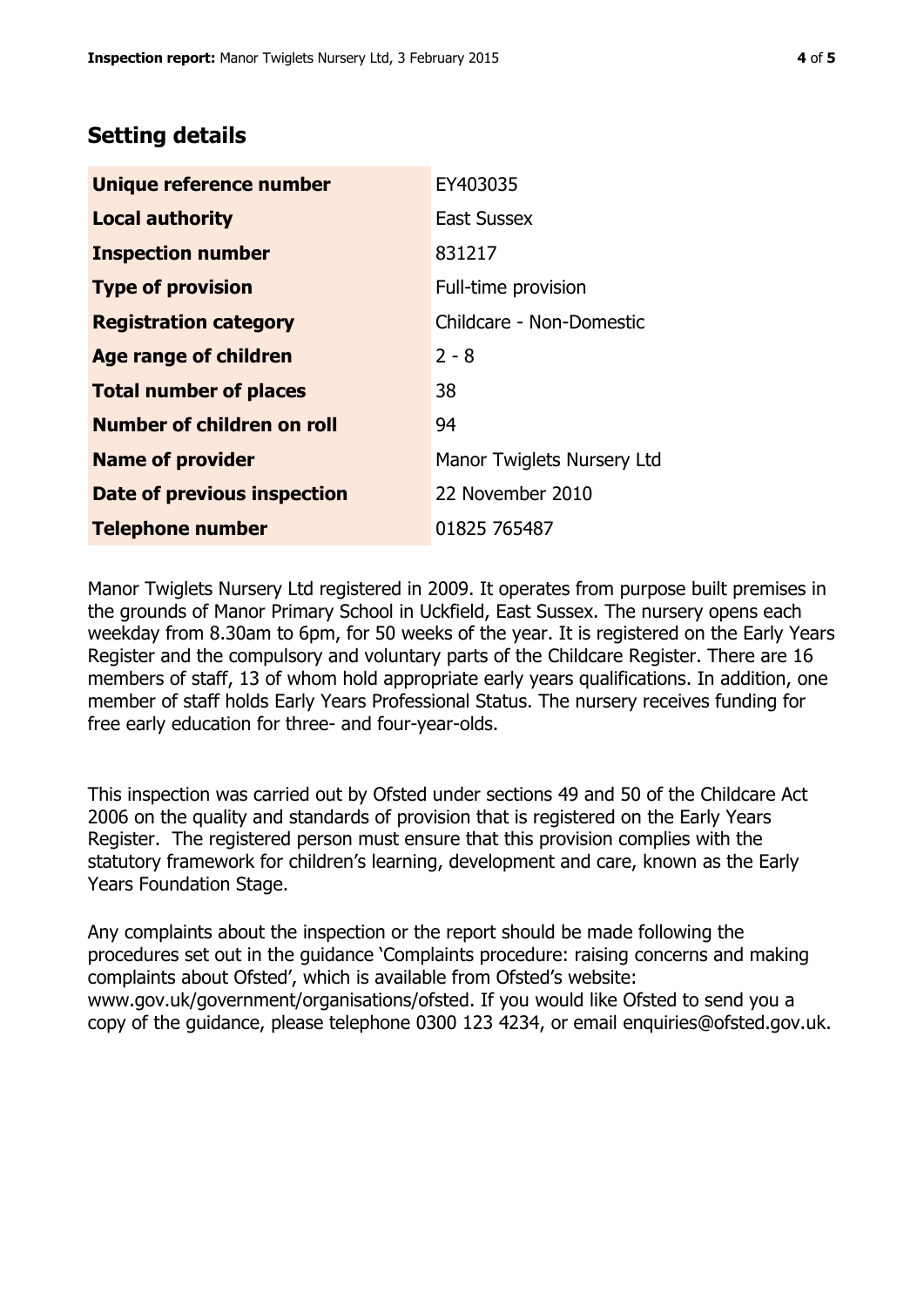## Setting details

| | |
|---|---|
| **Unique reference number** | EY403035 |
| **Local authority** | East Sussex |
| **Inspection number** | 831217 |
| **Type of provision** | Full-time provision |
| **Registration category** | Childcare - Non-Domestic |
| **Age range of children** | 2 - 8 |
| **Total number of places** | 38 |
| **Number of children on roll** | 94 |
| **Name of provider** | Manor Twiglets Nursery Ltd |
| **Date of previous inspection** | 22 November 2010 |
| **Telephone number** | 01825 765487 |

Manor Twiglets Nursery Ltd registered in 2009. It operates from purpose built premises in the grounds of Manor Primary School in Uckfield, East Sussex. The nursery opens each weekday from 8.30am to 6pm, for 50 weeks of the year. It is registered on the Early Years Register and the compulsory and voluntary parts of the Childcare Register. There are 16 members of staff, 13 of whom hold appropriate early years qualifications. In addition, one member of staff holds Early Years Professional Status. The nursery receives funding for free early education for three- and four-year-olds.

This inspection was carried out by Ofsted under sections 49 and 50 of the Childcare Act 2006 on the quality and standards of provision that is registered on the Early Years Register. The registered person must ensure that this provision complies with the statutory framework for children's learning, development and care, known as the Early Years Foundation Stage.

Any complaints about the inspection or the report should be made following the procedures set out in the guidance 'Complaints procedure: raising concerns and making complaints about Ofsted', which is available from Ofsted's website: www.gov.uk/government/organisations/ofsted. If you would like Ofsted to send you a copy of the guidance, please telephone 0300 123 4234, or email enquiries@ofsted.gov.uk.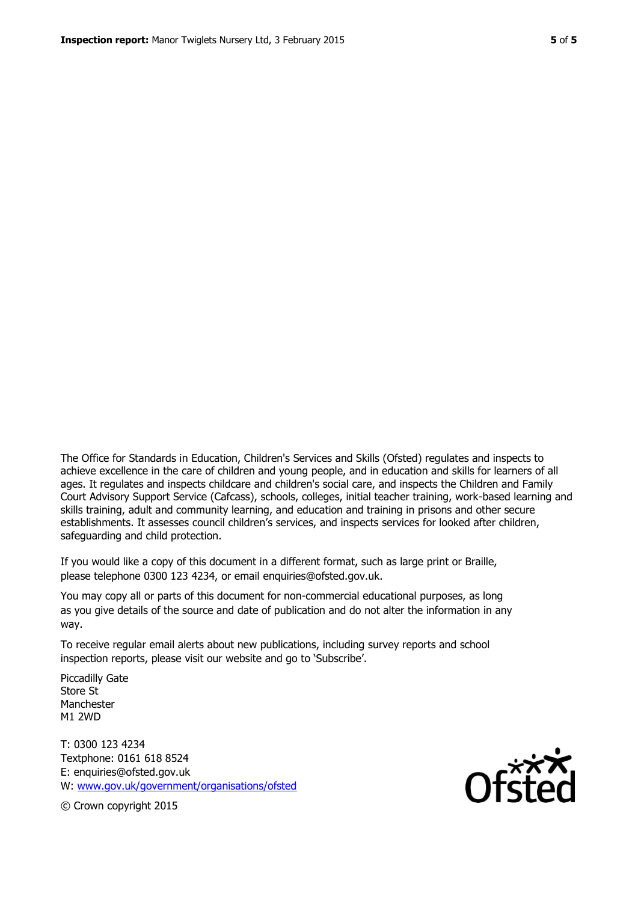The Office for Standards in Education, Children's Services and Skills (Ofsted) regulates and inspects to achieve excellence in the care of children and young people, and in education and skills for learners of all ages. It regulates and inspects childcare and children's social care, and inspects the Children and Family Court Advisory Support Service (Cafcass), schools, colleges, initial teacher training, work-based learning and skills training, adult and community learning, and education and training in prisons and other secure establishments. It assesses council children's services, and inspects services for looked after children, safeguarding and child protection.

If you would like a copy of this document in a different format, such as large print or Braille, please telephone 0300 123 4234, or email enquiries@ofsted.gov.uk.

You may copy all or parts of this document for non-commercial educational purposes, as long as you give details of the source and date of publication and do not alter the information in any way.

To receive regular email alerts about new publications, including survey reports and school inspection reports, please visit our website and go to 'Subscribe'.

Piccadilly Gate
Store St
Manchester
M1 2WD

T: 0300 123 4234
Textphone: 0161 618 8524
E: enquiries@ofsted.gov.uk
W: [www.gov.uk/government/organisations/ofsted](http://www.gov.uk/government/organisations/ofsted)

© Crown copyright 2015